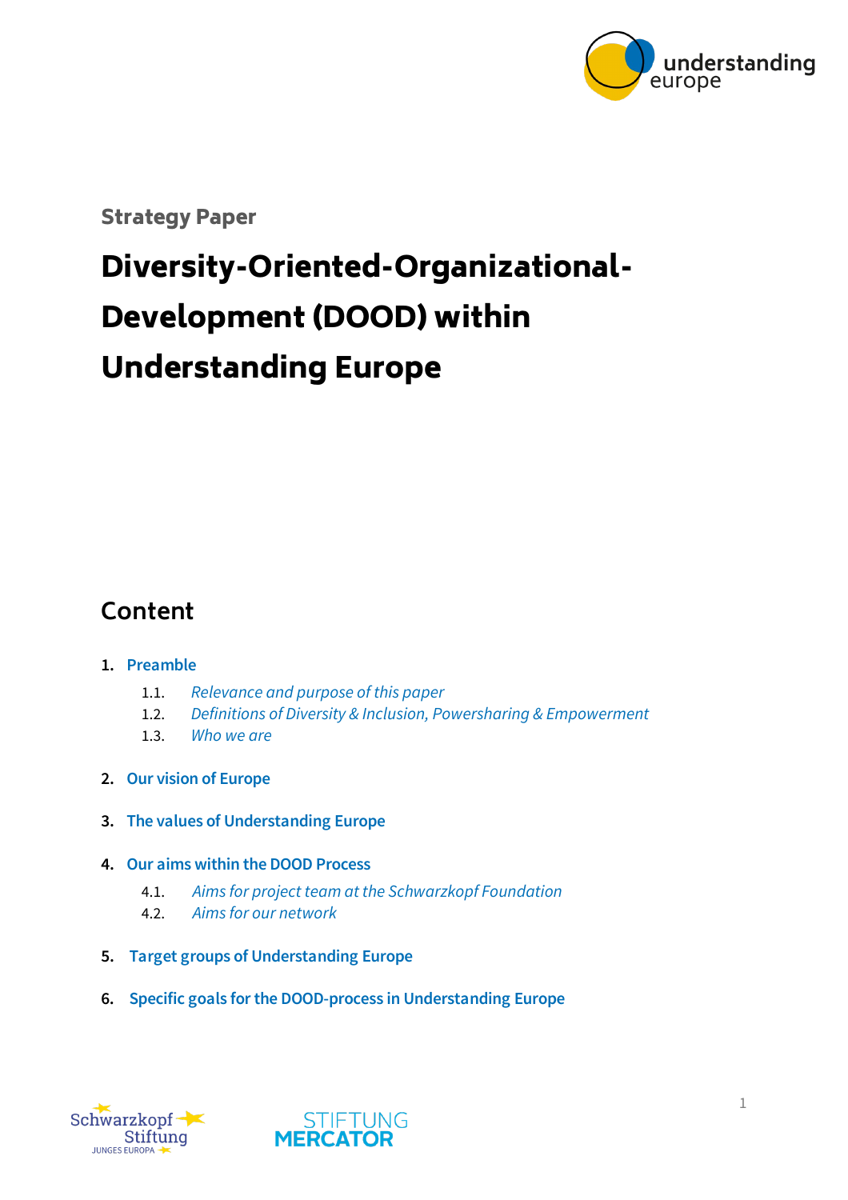Strategy Paper

# Diversity-Oriented-Organizational-Development (DOOD) within Understanding Europe

## Content

1. **Preamble**
    1.1. *Relevance and purpose of this paper*
    1.2. *Definitions of Diversity & Inclusion, Powersharing & Empowerment*
    1.3. *Who we are*
2. **Our vision of Europe**
3. **The values of Understanding Europe**
4. **Our aims within the DOOD Process**
    4.1. *Aims for project team at the Schwarzkopf Foundation*
    4.2. *Aims for our network*
5. **Target groups of Understanding Europe**
6. **Specific goals for the DOOD-process in Understanding Europe**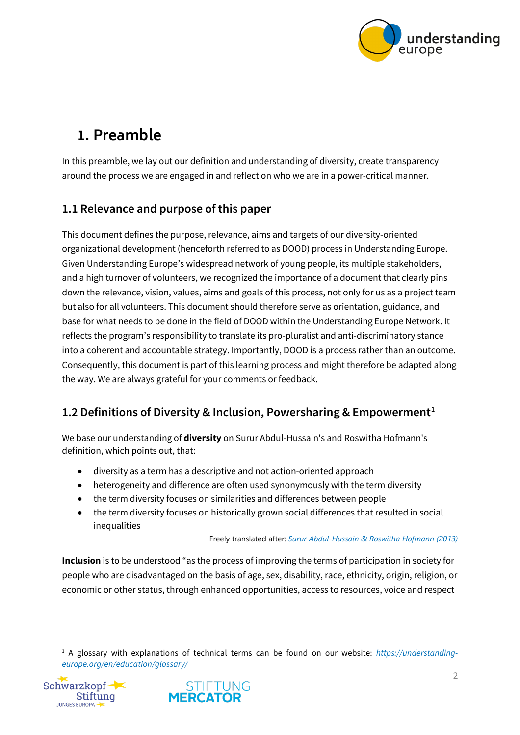# 1. Preamble

In this preamble, we lay out our definition and understanding of diversity, create transparency around the process we are engaged in and reflect on who we are in a power-critical manner.

## 1.1 Relevance and purpose of this paper

This document defines the purpose, relevance, aims and targets of our diversity-oriented organizational development (henceforth referred to as DOOD) process in Understanding Europe. Given Understanding Europe's widespread network of young people, its multiple stakeholders, and a high turnover of volunteers, we recognized the importance of a document that clearly pins down the relevance, vision, values, aims and goals of this process, not only for us as a project team but also for all volunteers. This document should therefore serve as orientation, guidance, and base for what needs to be done in the field of DOOD within the Understanding Europe Network. It reflects the program's responsibility to translate its pro-pluralist and anti-discriminatory stance into a coherent and accountable strategy. Importantly, DOOD is a process rather than an outcome. Consequently, this document is part of this learning process and might therefore be adapted along the way. We are always grateful for your comments or feedback.

## 1.2 Definitions of Diversity & Inclusion, Powersharing & Empowerment[1]

We base our understanding of **diversity** on Surur Abdul-Hussain's and Roswitha Hofmann's definition, which points out, that:

- diversity as a term has a descriptive and not action-oriented approach
- heterogeneity and difference are often used synonymously with the term diversity
- the term diversity focuses on similarities and differences between people
- the term diversity focuses on historically grown social differences that resulted in social inequalities

Freely translated after: *Surur Abdul-Hussain & Roswitha Hofmann (2013)*

**Inclusion** is to be understood "as the process of improving the terms of participation in society for people who are disadvantaged on the basis of age, sex, disability, race, ethnicity, origin, religion, or economic or other status, through enhanced opportunities, access to resources, voice and respect

[1] A glossary with explanations of technical terms can be found on our website: *https://understanding-europe.org/en/education/glossary/*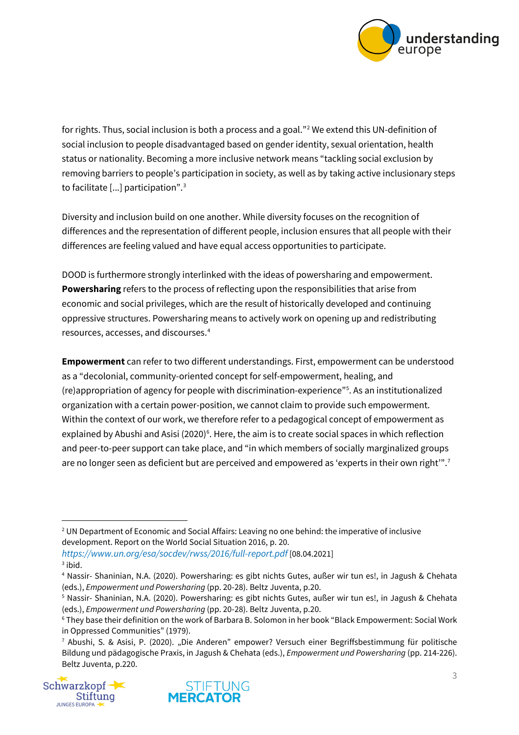for rights. Thus, social inclusion is both a process and a goal."[2] We extend this UN-definition of social inclusion to people disadvantaged based on gender identity, sexual orientation, health status or nationality. Becoming a more inclusive network means "tackling social exclusion by removing barriers to people's participation in society, as well as by taking active inclusionary steps to facilitate [...] participation".[3]

Diversity and inclusion build on one another. While diversity focuses on the recognition of differences and the representation of different people, inclusion ensures that all people with their differences are feeling valued and have equal access opportunities to participate.

DOOD is furthermore strongly interlinked with the ideas of powersharing and empowerment. **Powersharing** refers to the process of reflecting upon the responsibilities that arise from economic and social privileges, which are the result of historically developed and continuing oppressive structures. Powersharing means to actively work on opening up and redistributing resources, accesses, and discourses.[4]

**Empowerment** can refer to two different understandings. First, empowerment can be understood as a "decolonial, community-oriented concept for self-empowerment, healing, and (re)appropriation of agency for people with discrimination-experience"[5]. As an institutionalized organization with a certain power-position, we cannot claim to provide such empowerment. Within the context of our work, we therefore refer to a pedagogical concept of empowerment as explained by Abushi and Asisi (2020)[6]. Here, the aim is to create social spaces in which reflection and peer-to-peer support can take place, and "in which members of socially marginalized groups are no longer seen as deficient but are perceived and empowered as 'experts in their own right'".[7]

---

[2] UN Department of Economic and Social Affairs: Leaving no one behind: the imperative of inclusive development. Report on the World Social Situation 2016, p. 20. *https://www.un.org/esa/socdev/rwss/2016/full-report.pdf* [08.04.2021]

[3] ibid.

[4] Nassir- Shaninian, N.A. (2020). Powersharing: es gibt nichts Gutes, außer wir tun es!, in Jagush & Chehata (eds.), *Empowerment und Powersharing* (pp. 20-28). Beltz Juventa, p.20.

[5] Nassir- Shaninian, N.A. (2020). Powersharing: es gibt nichts Gutes, außer wir tun es!, in Jagush & Chehata (eds.), *Empowerment und Powersharing* (pp. 20-28). Beltz Juventa, p.20.

[6] They base their definition on the work of Barbara B. Solomon in her book "Black Empowerment: Social Work in Oppressed Communities" (1979).

[7] Abushi, S. & Asisi, P. (2020). „Die Anderen" empower? Versuch einer Begriffsbestimmung für politische Bildung und pädagogische Praxis, in Jagush & Chehata (eds.), *Empowerment und Powersharing* (pp. 214-226). Beltz Juventa, p.220.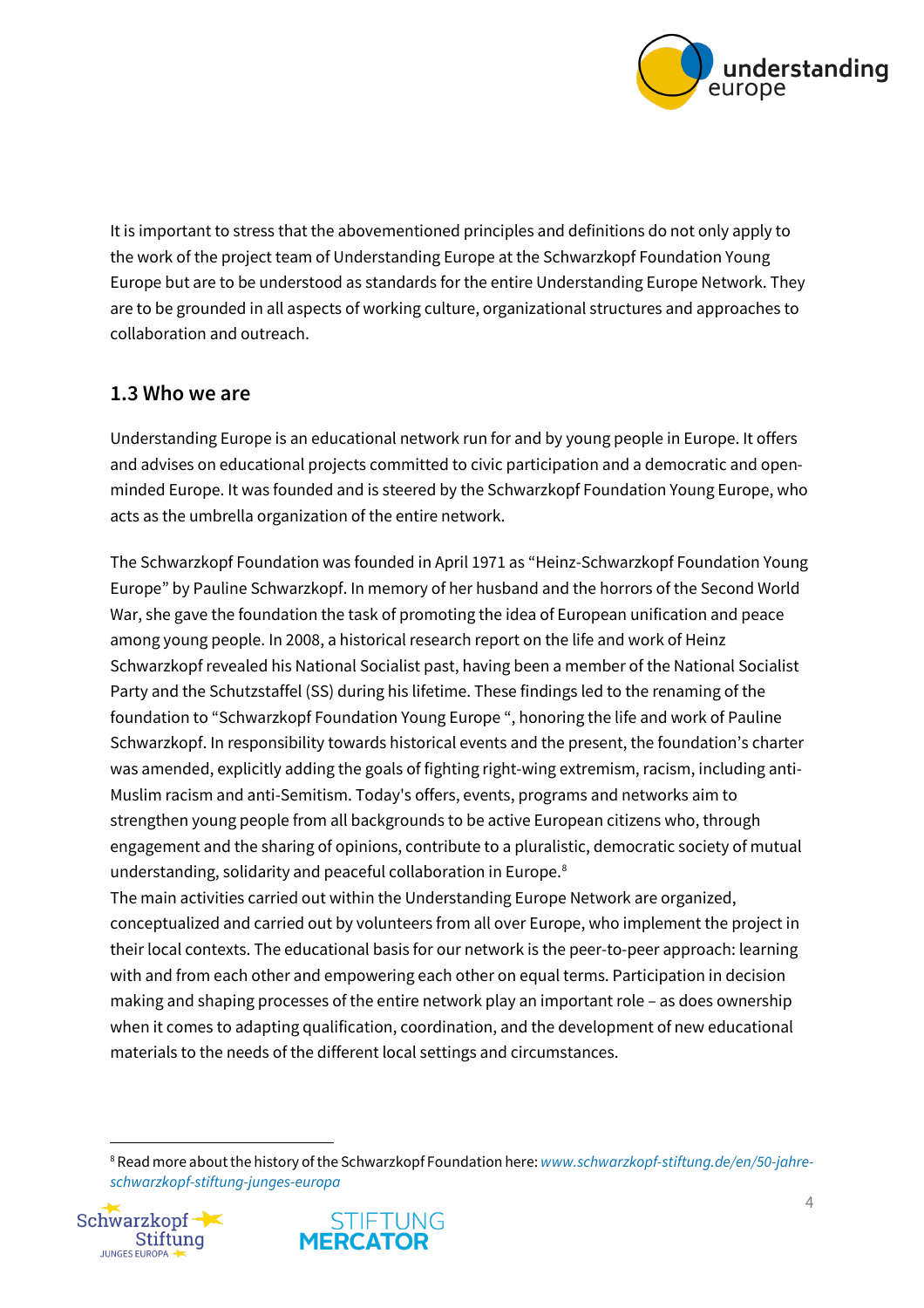It is important to stress that the abovementioned principles and definitions do not only apply to the work of the project team of Understanding Europe at the Schwarzkopf Foundation Young Europe but are to be understood as standards for the entire Understanding Europe Network. They are to be grounded in all aspects of working culture, organizational structures and approaches to collaboration and outreach.

## 1.3 Who we are

Understanding Europe is an educational network run for and by young people in Europe. It offers and advises on educational projects committed to civic participation and a democratic and open-minded Europe. It was founded and is steered by the Schwarzkopf Foundation Young Europe, who acts as the umbrella organization of the entire network.

The Schwarzkopf Foundation was founded in April 1971 as "Heinz-Schwarzkopf Foundation Young Europe" by Pauline Schwarzkopf. In memory of her husband and the horrors of the Second World War, she gave the foundation the task of promoting the idea of European unification and peace among young people. In 2008, a historical research report on the life and work of Heinz Schwarzkopf revealed his National Socialist past, having been a member of the National Socialist Party and the Schutzstaffel (SS) during his lifetime. These findings led to the renaming of the foundation to "Schwarzkopf Foundation Young Europe ", honoring the life and work of Pauline Schwarzkopf. In responsibility towards historical events and the present, the foundation's charter was amended, explicitly adding the goals of fighting right-wing extremism, racism, including anti-Muslim racism and anti-Semitism. Today's offers, events, programs and networks aim to strengthen young people from all backgrounds to be active European citizens who, through engagement and the sharing of opinions, contribute to a pluralistic, democratic society of mutual understanding, solidarity and peaceful collaboration in Europe.[8]

The main activities carried out within the Understanding Europe Network are organized, conceptualized and carried out by volunteers from all over Europe, who implement the project in their local contexts. The educational basis for our network is the peer-to-peer approach: learning with and from each other and empowering each other on equal terms. Participation in decision making and shaping processes of the entire network play an important role – as does ownership when it comes to adapting qualification, coordination, and the development of new educational materials to the needs of the different local settings and circumstances.

---

[8] Read more about the history of the Schwarzkopf Foundation here: *www.schwarzkopf-stiftung.de/en/50-jahre-schwarzkopf-stiftung-junges-europa*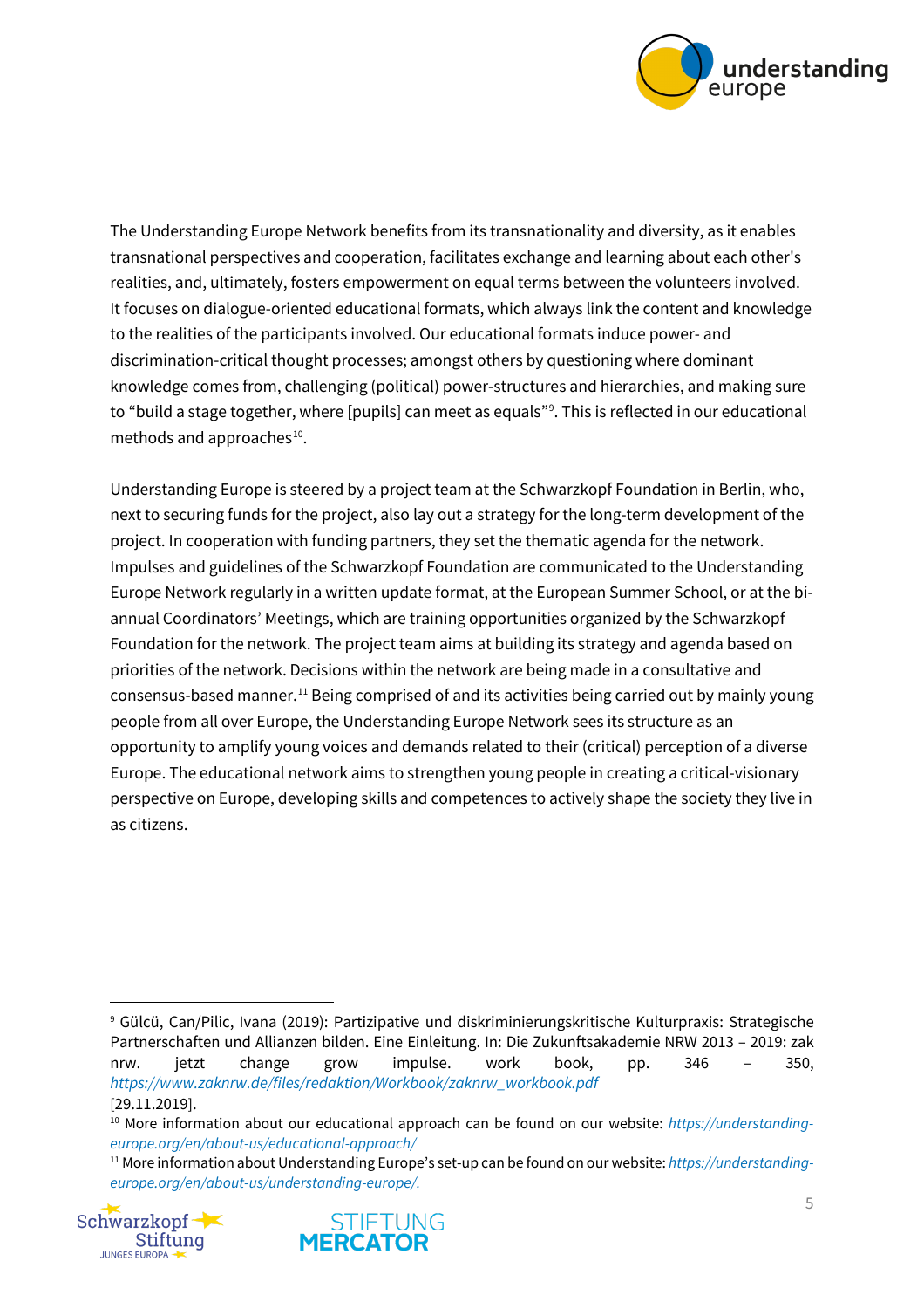The Understanding Europe Network benefits from its transnationality and diversity, as it enables transnational perspectives and cooperation, facilitates exchange and learning about each other's realities, and, ultimately, fosters empowerment on equal terms between the volunteers involved. It focuses on dialogue-oriented educational formats, which always link the content and knowledge to the realities of the participants involved. Our educational formats induce power- and discrimination-critical thought processes; amongst others by questioning where dominant knowledge comes from, challenging (political) power-structures and hierarchies, and making sure to "build a stage together, where [pupils] can meet as equals"[9]. This is reflected in our educational methods and approaches[10].

Understanding Europe is steered by a project team at the Schwarzkopf Foundation in Berlin, who, next to securing funds for the project, also lay out a strategy for the long-term development of the project. In cooperation with funding partners, they set the thematic agenda for the network. Impulses and guidelines of the Schwarzkopf Foundation are communicated to the Understanding Europe Network regularly in a written update format, at the European Summer School, or at the bi-annual Coordinators' Meetings, which are training opportunities organized by the Schwarzkopf Foundation for the network. The project team aims at building its strategy and agenda based on priorities of the network. Decisions within the network are being made in a consultative and consensus-based manner.[11] Being comprised of and its activities being carried out by mainly young people from all over Europe, the Understanding Europe Network sees its structure as an opportunity to amplify young voices and demands related to their (critical) perception of a diverse Europe. The educational network aims to strengthen young people in creating a critical-visionary perspective on Europe, developing skills and competences to actively shape the society they live in as citizens.

---

[9] Gülcü, Can/Pilic, Ivana (2019): Partizipative und diskriminierungskritische Kulturpraxis: Strategische Partnerschaften und Allianzen bilden. Eine Einleitung. In: Die Zukunftsakademie NRW 2013 – 2019: zak nrw. jetzt change grow impulse. work book, pp. 346 – 350, *https://www.zaknrw.de/files/redaktion/Workbook/zaknrw_workbook.pdf* [29.11.2019].

[10] More information about our educational approach can be found on our website: *https://understanding-europe.org/en/about-us/educational-approach/*

[11] More information about Understanding Europe's set-up can be found on our website: *https://understanding-europe.org/en/about-us/understanding-europe/.*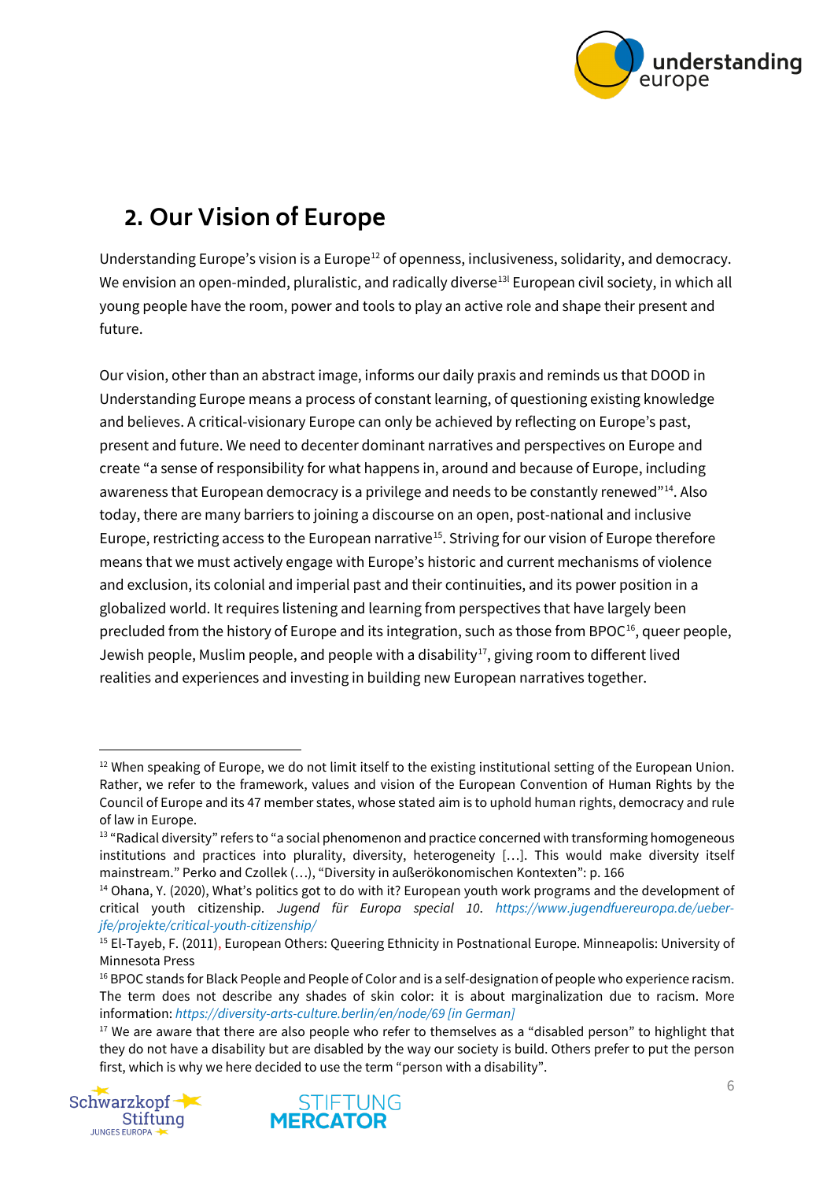## 2. Our Vision of Europe

Understanding Europe's vision is a Europe[12] of openness, inclusiveness, solidarity, and democracy. We envision an open-minded, pluralistic, and radically diverse[13l] European civil society, in which all young people have the room, power and tools to play an active role and shape their present and future.

Our vision, other than an abstract image, informs our daily praxis and reminds us that DOOD in Understanding Europe means a process of constant learning, of questioning existing knowledge and believes. A critical-visionary Europe can only be achieved by reflecting on Europe's past, present and future. We need to decenter dominant narratives and perspectives on Europe and create "a sense of responsibility for what happens in, around and because of Europe, including awareness that European democracy is a privilege and needs to be constantly renewed"[14]. Also today, there are many barriers to joining a discourse on an open, post-national and inclusive Europe, restricting access to the European narrative[15]. Striving for our vision of Europe therefore means that we must actively engage with Europe's historic and current mechanisms of violence and exclusion, its colonial and imperial past and their continuities, and its power position in a globalized world. It requires listening and learning from perspectives that have largely been precluded from the history of Europe and its integration, such as those from BPOC[16], queer people, Jewish people, Muslim people, and people with a disability[17], giving room to different lived realities and experiences and investing in building new European narratives together.

---

[12] When speaking of Europe, we do not limit itself to the existing institutional setting of the European Union. Rather, we refer to the framework, values and vision of the European Convention of Human Rights by the Council of Europe and its 47 member states, whose stated aim is to uphold human rights, democracy and rule of law in Europe.

[13] "Radical diversity" refers to "a social phenomenon and practice concerned with transforming homogeneous institutions and practices into plurality, diversity, heterogeneity […]. This would make diversity itself mainstream." Perko and Czollek (…), "Diversity in außerökonomischen Kontexten": p. 166

[14] Ohana, Y. (2020), What's politics got to do with it? European youth work programs and the development of critical youth citizenship. *Jugend für Europa special 10*. *https://www.jugendfuereuropa.de/ueber-jfe/projekte/critical-youth-citizenship/*

[15] El-Tayeb, F. (2011), European Others: Queering Ethnicity in Postnational Europe. Minneapolis: University of Minnesota Press

[16] BPOC stands for Black People and People of Color and is a self-designation of people who experience racism. The term does not describe any shades of skin color: it is about marginalization due to racism. More information: *https://diversity-arts-culture.berlin/en/node/69 [in German]*

[17] We are aware that there are also people who refer to themselves as a "disabled person" to highlight that they do not have a disability but are disabled by the way our society is build. Others prefer to put the person first, which is why we here decided to use the term "person with a disability".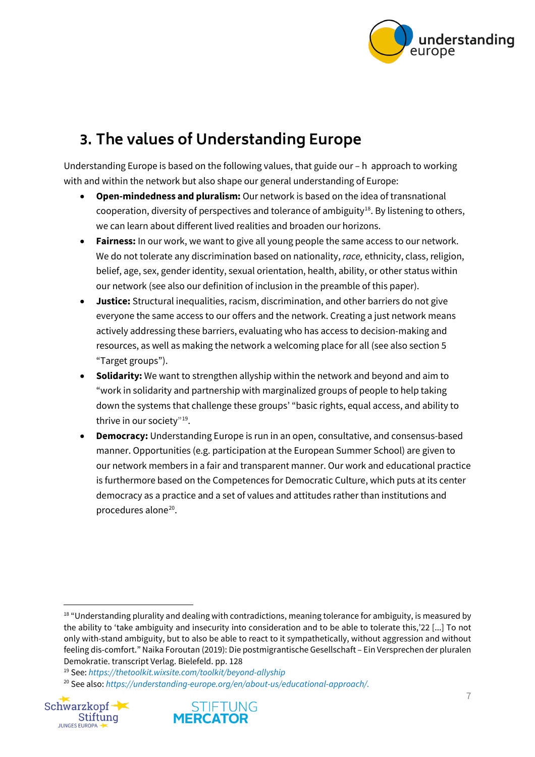## 3. The values of Understanding Europe

Understanding Europe is based on the following values, that guide our – h approach to working with and within the network but also shape our general understanding of Europe:

- **Open-mindedness and pluralism:** Our network is based on the idea of transnational cooperation, diversity of perspectives and tolerance of ambiguity[18]. By listening to others, we can learn about different lived realities and broaden our horizons.
- **Fairness:** In our work, we want to give all young people the same access to our network. We do not tolerate any discrimination based on nationality, *race,* ethnicity, class, religion, belief, age, sex, gender identity, sexual orientation, health, ability, or other status within our network (see also our definition of inclusion in the preamble of this paper).
- **Justice:** Structural inequalities, racism, discrimination, and other barriers do not give everyone the same access to our offers and the network. Creating a just network means actively addressing these barriers, evaluating who has access to decision-making and resources, as well as making the network a welcoming place for all (see also section 5 "Target groups").
- **Solidarity:** We want to strengthen allyship within the network and beyond and aim to "work in solidarity and partnership with marginalized groups of people to help taking down the systems that challenge these groups' "basic rights, equal access, and ability to thrive in our society"[19].
- **Democracy:** Understanding Europe is run in an open, consultative, and consensus-based manner. Opportunities (e.g. participation at the European Summer School) are given to our network members in a fair and transparent manner. Our work and educational practice is furthermore based on the Competences for Democratic Culture, which puts at its center democracy as a practice and a set of values and attitudes rather than institutions and procedures alone[20].

---

[18] "Understanding plurality and dealing with contradictions, meaning tolerance for ambiguity, is measured by the ability to 'take ambiguity and insecurity into consideration and to be able to tolerate this,'22 [...] To not only with-stand ambiguity, but to also be able to react to it sympathetically, without aggression and without feeling dis-comfort." Naika Foroutan (2019): Die postmigrantische Gesellschaft – Ein Versprechen der pluralen Demokratie. transcript Verlag. Bielefeld. pp. 128

[19] See: *https://thetoolkit.wixsite.com/toolkit/beyond-allyship*

[20] See also: *https://understanding-europe.org/en/about-us/educational-approach/.*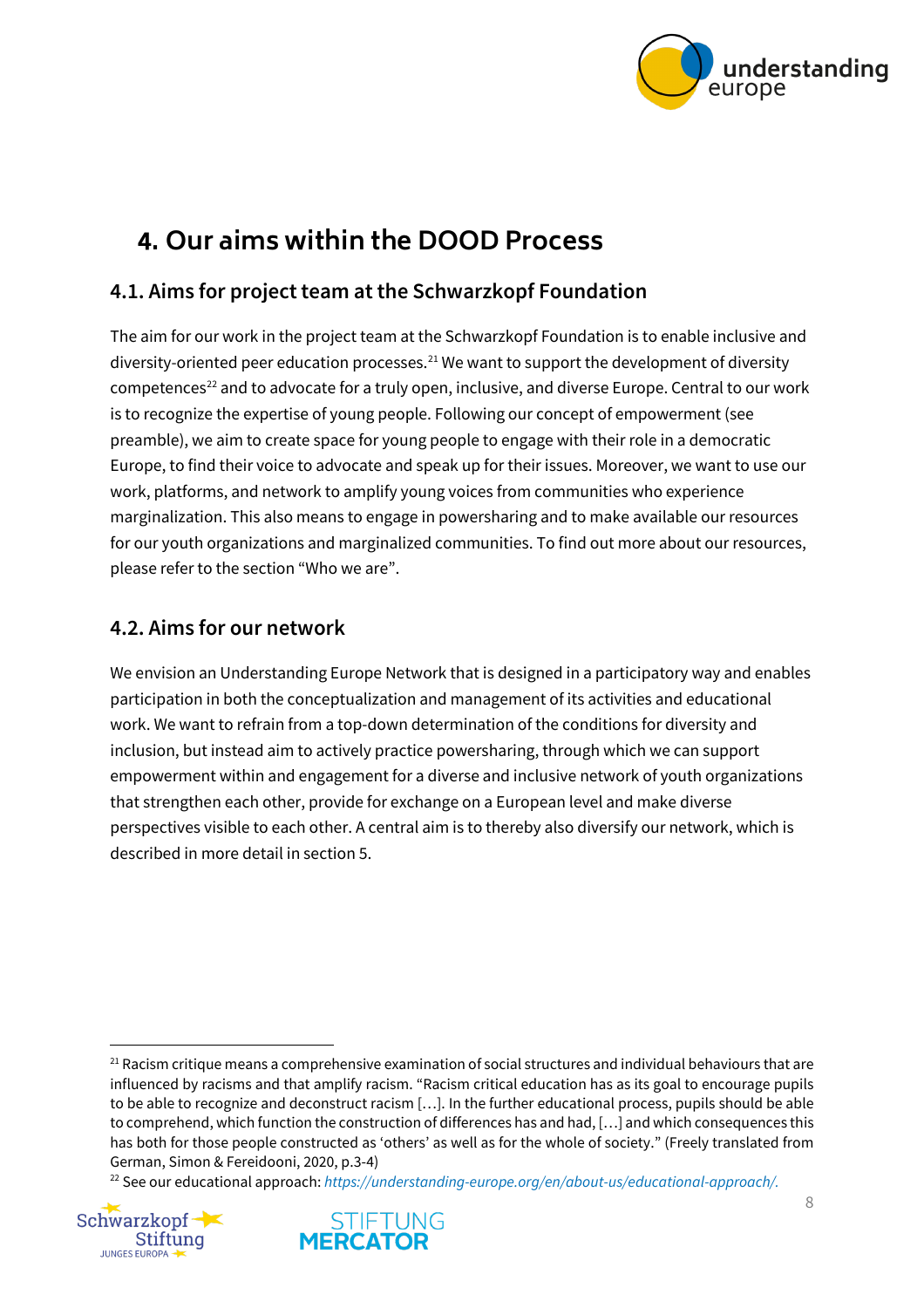# 4. Our aims within the DOOD Process

## 4.1. Aims for project team at the Schwarzkopf Foundation

The aim for our work in the project team at the Schwarzkopf Foundation is to enable inclusive and diversity-oriented peer education processes.[21] We want to support the development of diversity competences[22] and to advocate for a truly open, inclusive, and diverse Europe. Central to our work is to recognize the expertise of young people. Following our concept of empowerment (see preamble), we aim to create space for young people to engage with their role in a democratic Europe, to find their voice to advocate and speak up for their issues. Moreover, we want to use our work, platforms, and network to amplify young voices from communities who experience marginalization. This also means to engage in powersharing and to make available our resources for our youth organizations and marginalized communities. To find out more about our resources, please refer to the section "Who we are".

## 4.2. Aims for our network

We envision an Understanding Europe Network that is designed in a participatory way and enables participation in both the conceptualization and management of its activities and educational work. We want to refrain from a top-down determination of the conditions for diversity and inclusion, but instead aim to actively practice powersharing, through which we can support empowerment within and engagement for a diverse and inclusive network of youth organizations that strengthen each other, provide for exchange on a European level and make diverse perspectives visible to each other. A central aim is to thereby also diversify our network, which is described in more detail in section 5.

---

[21] Racism critique means a comprehensive examination of social structures and individual behaviours that are influenced by racisms and that amplify racism. "Racism critical education has as its goal to encourage pupils to be able to recognize and deconstruct racism […]. In the further educational process, pupils should be able to comprehend, which function the construction of differences has and had, […] and which consequences this has both for those people constructed as 'others' as well as for the whole of society." (Freely translated from German, Simon & Fereidooni, 2020, p.3-4)

[22] See our educational approach: *https://understanding-europe.org/en/about-us/educational-approach/.*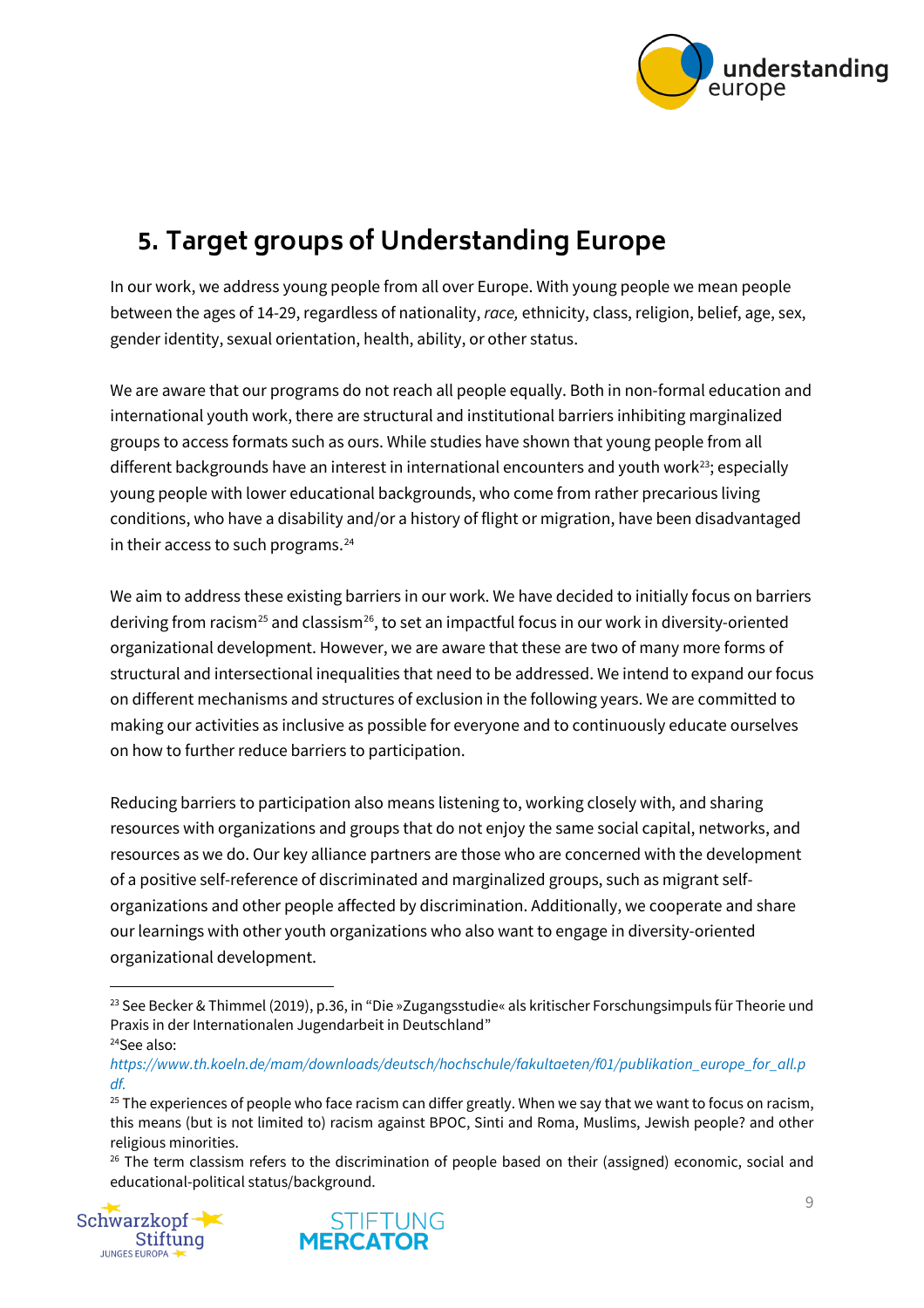## 5. Target groups of Understanding Europe

In our work, we address young people from all over Europe. With young people we mean people between the ages of 14-29, regardless of nationality, *race,* ethnicity, class, religion, belief, age, sex, gender identity, sexual orientation, health, ability, or other status.

We are aware that our programs do not reach all people equally. Both in non-formal education and international youth work, there are structural and institutional barriers inhibiting marginalized groups to access formats such as ours. While studies have shown that young people from all different backgrounds have an interest in international encounters and youth work[23]; especially young people with lower educational backgrounds, who come from rather precarious living conditions, who have a disability and/or a history of flight or migration, have been disadvantaged in their access to such programs.[24]

We aim to address these existing barriers in our work. We have decided to initially focus on barriers deriving from racism[25] and classism[26], to set an impactful focus in our work in diversity-oriented organizational development. However, we are aware that these are two of many more forms of structural and intersectional inequalities that need to be addressed. We intend to expand our focus on different mechanisms and structures of exclusion in the following years. We are committed to making our activities as inclusive as possible for everyone and to continuously educate ourselves on how to further reduce barriers to participation.

Reducing barriers to participation also means listening to, working closely with, and sharing resources with organizations and groups that do not enjoy the same social capital, networks, and resources as we do. Our key alliance partners are those who are concerned with the development of a positive self-reference of discriminated and marginalized groups, such as migrant self-organizations and other people affected by discrimination. Additionally, we cooperate and share our learnings with other youth organizations who also want to engage in diversity-oriented organizational development.

---

[23] See Becker & Thimmel (2019), p.36, in "Die »Zugangsstudie« als kritischer Forschungsimpuls für Theorie und Praxis in der Internationalen Jugendarbeit in Deutschland"

[24] See also: *https://www.th.koeln.de/mam/downloads/deutsch/hochschule/fakultaeten/f01/publikation_europe_for_all.pdf.*

[25] The experiences of people who face racism can differ greatly. When we say that we want to focus on racism, this means (but is not limited to) racism against BPOC, Sinti and Roma, Muslims, Jewish people? and other religious minorities.

[26] The term classism refers to the discrimination of people based on their (assigned) economic, social and educational-political status/background.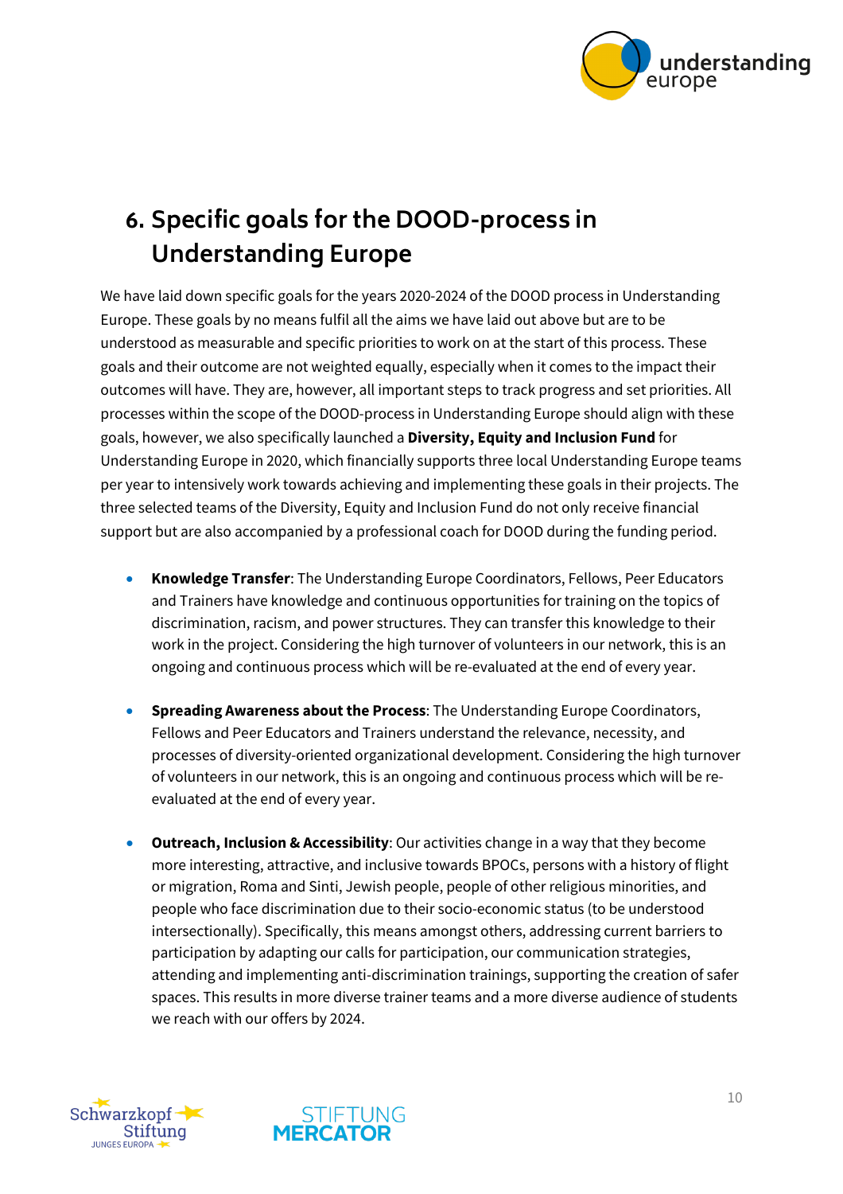## 6. Specific goals for the DOOD-process in Understanding Europe

We have laid down specific goals for the years 2020-2024 of the DOOD process in Understanding Europe. These goals by no means fulfil all the aims we have laid out above but are to be understood as measurable and specific priorities to work on at the start of this process. These goals and their outcome are not weighted equally, especially when it comes to the impact their outcomes will have. They are, however, all important steps to track progress and set priorities. All processes within the scope of the DOOD-process in Understanding Europe should align with these goals, however, we also specifically launched a **Diversity, Equity and Inclusion Fund** for Understanding Europe in 2020, which financially supports three local Understanding Europe teams per year to intensively work towards achieving and implementing these goals in their projects. The three selected teams of the Diversity, Equity and Inclusion Fund do not only receive financial support but are also accompanied by a professional coach for DOOD during the funding period.

- **Knowledge Transfer**: The Understanding Europe Coordinators, Fellows, Peer Educators and Trainers have knowledge and continuous opportunities for training on the topics of discrimination, racism, and power structures. They can transfer this knowledge to their work in the project. Considering the high turnover of volunteers in our network, this is an ongoing and continuous process which will be re-evaluated at the end of every year.

- **Spreading Awareness about the Process**: The Understanding Europe Coordinators, Fellows and Peer Educators and Trainers understand the relevance, necessity, and processes of diversity-oriented organizational development. Considering the high turnover of volunteers in our network, this is an ongoing and continuous process which will be re-evaluated at the end of every year.

- **Outreach, Inclusion & Accessibility**: Our activities change in a way that they become more interesting, attractive, and inclusive towards BPOCs, persons with a history of flight or migration, Roma and Sinti, Jewish people, people of other religious minorities, and people who face discrimination due to their socio-economic status (to be understood intersectionally). Specifically, this means amongst others, addressing current barriers to participation by adapting our calls for participation, our communication strategies, attending and implementing anti-discrimination trainings, supporting the creation of safer spaces. This results in more diverse trainer teams and a more diverse audience of students we reach with our offers by 2024.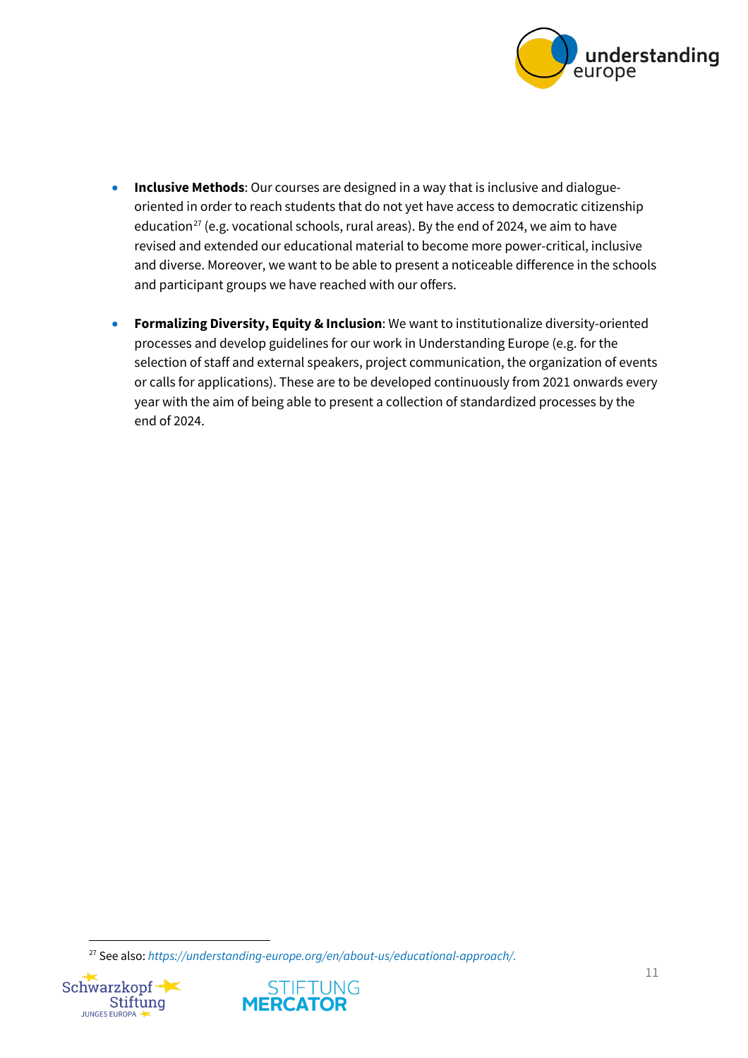- **Inclusive Methods**: Our courses are designed in a way that is inclusive and dialogue-oriented in order to reach students that do not yet have access to democratic citizenship education[27] (e.g. vocational schools, rural areas). By the end of 2024, we aim to have revised and extended our educational material to become more power-critical, inclusive and diverse. Moreover, we want to be able to present a noticeable difference in the schools and participant groups we have reached with our offers.

- **Formalizing Diversity, Equity & Inclusion**: We want to institutionalize diversity-oriented processes and develop guidelines for our work in Understanding Europe (e.g. for the selection of staff and external speakers, project communication, the organization of events or calls for applications). These are to be developed continuously from 2021 onwards every year with the aim of being able to present a collection of standardized processes by the end of 2024.

---

[27] See also: *https://understanding-europe.org/en/about-us/educational-approach/.*